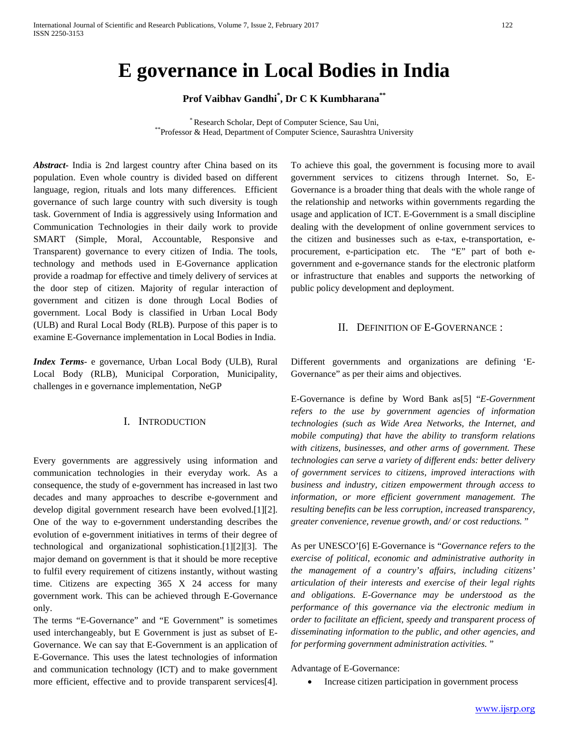# E governance in Local Bodies in India

**Prof Vaibhav Gandhi[*], Dr C K Kumbharana[**]**

[*] Research Scholar, Dept of Computer Science, Sau Uni,
[**] Professor & Head, Department of Computer Science, Saurashtra University

***Abstract***- India is 2nd largest country after China based on its population. Even whole country is divided based on different language, region, rituals and lots many differences. Efficient governance of such large country with such diversity is tough task. Government of India is aggressively using Information and Communication Technologies in their daily work to provide SMART (Simple, Moral, Accountable, Responsive and Transparent) governance to every citizen of India. The tools, technology and methods used in E-Governance application provide a roadmap for effective and timely delivery of services at the door step of citizen. Majority of regular interaction of government and citizen is done through Local Bodies of government. Local Body is classified in Urban Local Body (ULB) and Rural Local Body (RLB). Purpose of this paper is to examine E-Governance implementation in Local Bodies in India.

***Index Terms***- e governance, Urban Local Body (ULB), Rural Local Body (RLB), Municipal Corporation, Municipality, challenges in e governance implementation, NeGP

## I. Introduction

Every governments are aggressively using information and communication technologies in their everyday work. As a consequence, the study of e-government has increased in last two decades and many approaches to describe e-government and develop digital government research have been evolved.[1][2]. One of the way to e-government understanding describes the evolution of e-government initiatives in terms of their degree of technological and organizational sophistication.[1][2][3]. The major demand on government is that it should be more receptive to fulfil every requirement of citizens instantly, without wasting time. Citizens are expecting 365 X 24 access for many government work. This can be achieved through E-Governance only.

The terms "E-Governance" and "E Government" is sometimes used interchangeably, but E Government is just as subset of E-Governance. We can say that E-Government is an application of E-Governance. This uses the latest technologies of information and communication technology (ICT) and to make government more efficient, effective and to provide transparent services[4]. To achieve this goal, the government is focusing more to avail government services to citizens through Internet. So, E-Governance is a broader thing that deals with the whole range of the relationship and networks within governments regarding the usage and application of ICT. E-Government is a small discipline dealing with the development of online government services to the citizen and businesses such as e-tax, e-transportation, e-procurement, e-participation etc. The "E" part of both e-government and e-governance stands for the electronic platform or infrastructure that enables and supports the networking of public policy development and deployment.

## II. Definition of E-Governance :

Different governments and organizations are defining 'E-Governance" as per their aims and objectives.

E-Governance is define by Word Bank as[5] "*E-Government refers to the use by government agencies of information technologies (such as Wide Area Networks, the Internet, and mobile computing) that have the ability to transform relations with citizens, businesses, and other arms of government. These technologies can serve a variety of different ends: better delivery of government services to citizens, improved interactions with business and industry, citizen empowerment through access to information, or more efficient government management. The resulting benefits can be less corruption, increased transparency, greater convenience, revenue growth, and/ or cost reductions.* "

As per UNESCO'[6] E-Governance is "*Governance refers to the exercise of political, economic and administrative authority in the management of a country's affairs, including citizens' articulation of their interests and exercise of their legal rights and obligations. E-Governance may be understood as the performance of this governance via the electronic medium in order to facilitate an efficient, speedy and transparent process of disseminating information to the public, and other agencies, and for performing government administration activities.* "

Advantage of E-Governance:

- Increase citizen participation in government process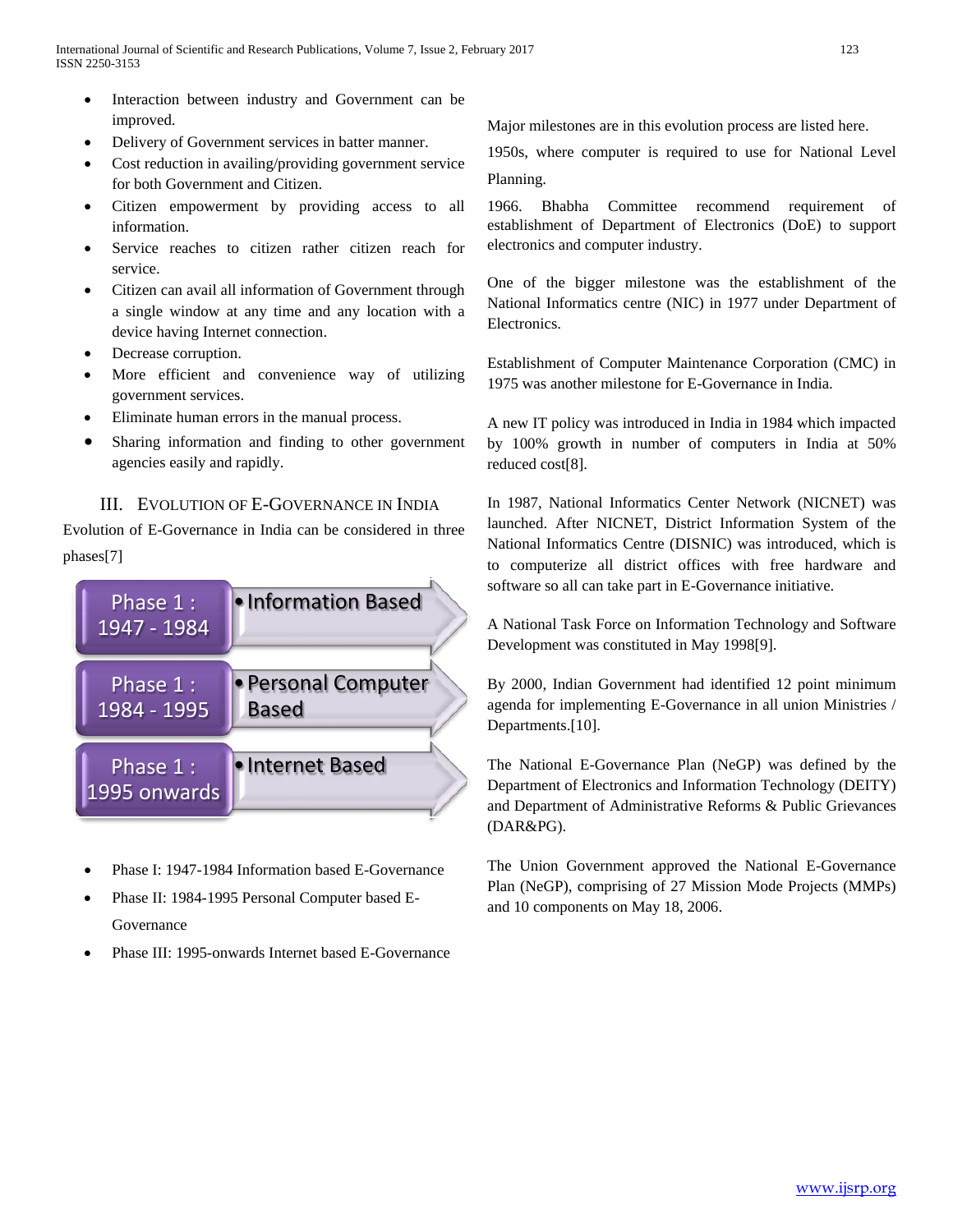- Interaction between industry and Government can be improved.
- Delivery of Government services in batter manner.
- Cost reduction in availing/providing government service for both Government and Citizen.
- Citizen empowerment by providing access to all information.
- Service reaches to citizen rather citizen reach for service.
- Citizen can avail all information of Government through a single window at any time and any location with a device having Internet connection.
- Decrease corruption.
- More efficient and convenience way of utilizing government services.
- Eliminate human errors in the manual process.
- Sharing information and finding to other government agencies easily and rapidly.

## III. Evolution of E-Governance in India

Evolution of E-Governance in India can be considered in three phases[7]

| Phase | Basis |
|---|---|
| Phase 1 : 1947 - 1984 | • Information Based |
| Phase 1 : 1984 - 1995 | • Personal Computer Based |
| Phase 1 : 1995 onwards | • Internet Based |

- Phase I: 1947-1984 Information based E-Governance
- Phase II: 1984-1995 Personal Computer based E-Governance
- Phase III: 1995-onwards Internet based E-Governance

Major milestones are in this evolution process are listed here.

1950s, where computer is required to use for National Level Planning.

1966. Bhabha Committee recommend requirement of establishment of Department of Electronics (DoE) to support electronics and computer industry.

One of the bigger milestone was the establishment of the National Informatics centre (NIC) in 1977 under Department of Electronics.

Establishment of Computer Maintenance Corporation (CMC) in 1975 was another milestone for E-Governance in India.

A new IT policy was introduced in India in 1984 which impacted by 100% growth in number of computers in India at 50% reduced cost[8].

In 1987, National Informatics Center Network (NICNET) was launched. After NICNET, District Information System of the National Informatics Centre (DISNIC) was introduced, which is to computerize all district offices with free hardware and software so all can take part in E-Governance initiative.

A National Task Force on Information Technology and Software Development was constituted in May 1998[9].

By 2000, Indian Government had identified 12 point minimum agenda for implementing E-Governance in all union Ministries / Departments.[10].

The National E-Governance Plan (NeGP) was defined by the Department of Electronics and Information Technology (DEITY) and Department of Administrative Reforms & Public Grievances (DAR&PG).

The Union Government approved the National E-Governance Plan (NeGP), comprising of 27 Mission Mode Projects (MMPs) and 10 components on May 18, 2006.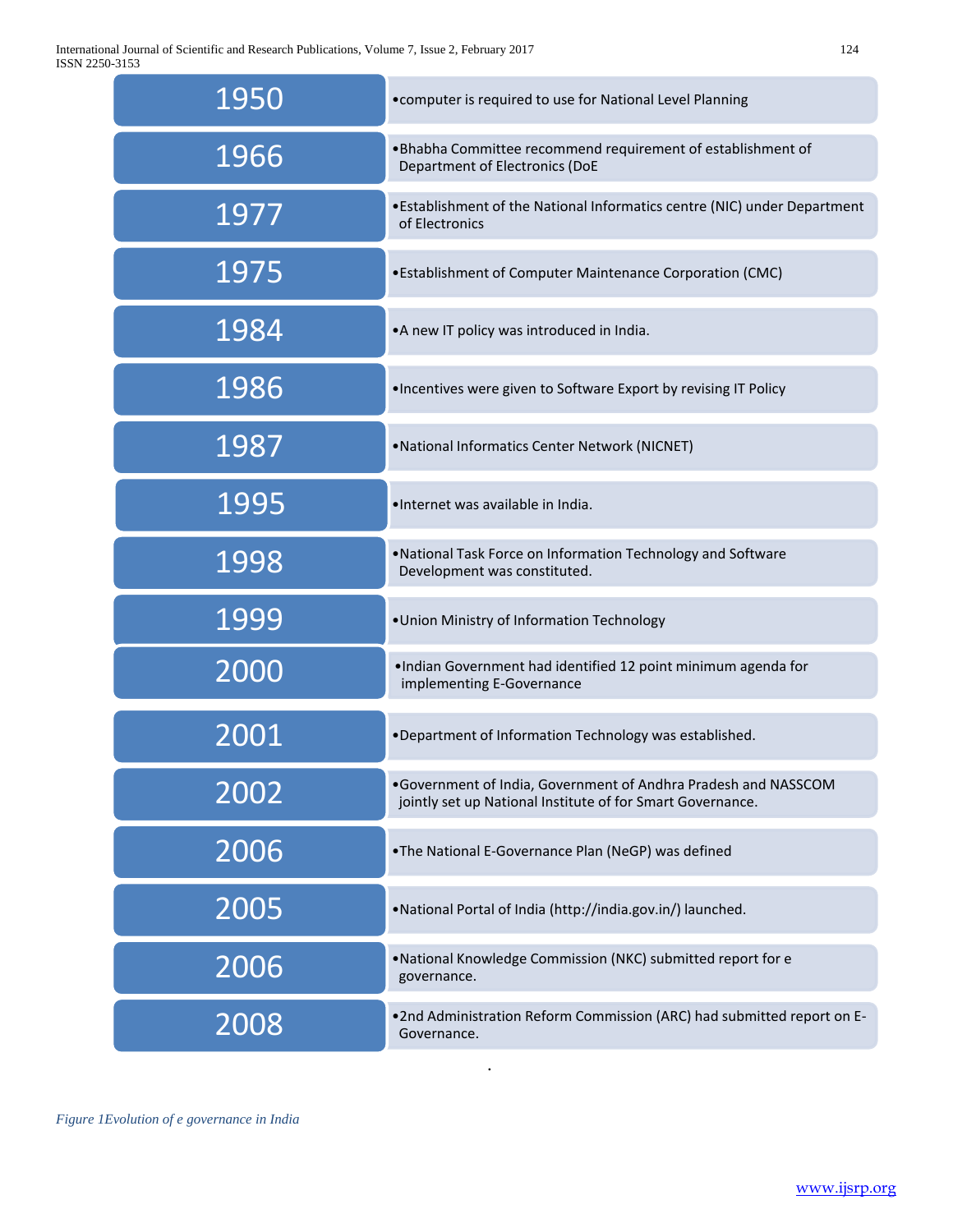| Year | Event |
| --- | --- |
| 1950 | •computer is required to use for National Level Planning |
| 1966 | •Bhabha Committee recommend requirement of establishment of Department of Electronics (DoE |
| 1977 | •Establishment of the National Informatics centre (NIC) under Department of Electronics |
| 1975 | •Establishment of Computer Maintenance Corporation (CMC) |
| 1984 | •A new IT policy was introduced in India. |
| 1986 | •Incentives were given to Software Export by revising IT Policy |
| 1987 | •National Informatics Center Network (NICNET) |
| 1995 | •Internet was available in India. |
| 1998 | •National Task Force on Information Technology and Software Development was constituted. |
| 1999 | •Union Ministry of Information Technology |
| 2000 | •Indian Government had identified 12 point minimum agenda for implementing E-Governance |
| 2001 | •Department of Information Technology was established. |
| 2002 | •Government of India, Government of Andhra Pradesh and NASSCOM jointly set up National Institute of for Smart Governance. |
| 2006 | •The National E-Governance Plan (NeGP) was defined |
| 2005 | •National Portal of India (http://india.gov.in/) launched. |
| 2006 | •National Knowledge Commission (NKC) submitted report for e governance. |
| 2008 | •2nd Administration Reform Commission (ARC) had submitted report on E-Governance. |

*Figure 1Evolution of e governance in India*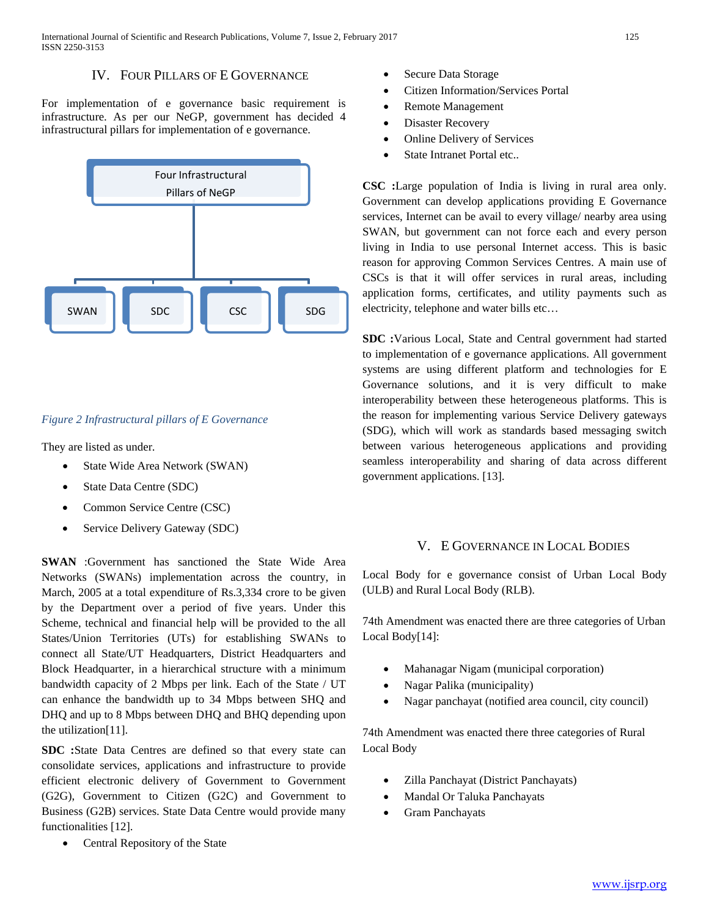## IV. Four Pillars of E Governance

For implementation of e governance basic requirement is infrastructure. As per our NeGP, government has decided 4 infrastructural pillars for implementation of e governance.

Four Infrastructural Pillars of NeGP

SWAN | SDC | CSC | SDG

*Figure 2 Infrastructural pillars of E Governance*

They are listed as under.

- State Wide Area Network (SWAN)
- State Data Centre (SDC)
- Common Service Centre (CSC)
- Service Delivery Gateway (SDC)

**SWAN** :Government has sanctioned the State Wide Area Networks (SWANs) implementation across the country, in March, 2005 at a total expenditure of Rs.3,334 crore to be given by the Department over a period of five years. Under this Scheme, technical and financial help will be provided to the all States/Union Territories (UTs) for establishing SWANs to connect all State/UT Headquarters, District Headquarters and Block Headquarter, in a hierarchical structure with a minimum bandwidth capacity of 2 Mbps per link. Each of the State / UT can enhance the bandwidth up to 34 Mbps between SHQ and DHQ and up to 8 Mbps between DHQ and BHQ depending upon the utilization[11].

**SDC :**State Data Centres are defined so that every state can consolidate services, applications and infrastructure to provide efficient electronic delivery of Government to Government (G2G), Government to Citizen (G2C) and Government to Business (G2B) services. State Data Centre would provide many functionalities [12].

- Central Repository of the State
- Secure Data Storage
- Citizen Information/Services Portal
- Remote Management
- Disaster Recovery
- Online Delivery of Services
- State Intranet Portal etc..

**CSC :**Large population of India is living in rural area only. Government can develop applications providing E Governance services, Internet can be avail to every village/ nearby area using SWAN, but government can not force each and every person living in India to use personal Internet access. This is basic reason for approving Common Services Centres. A main use of CSCs is that it will offer services in rural areas, including application forms, certificates, and utility payments such as electricity, telephone and water bills etc…

**SDC :**Various Local, State and Central government had started to implementation of e governance applications. All government systems are using different platform and technologies for E Governance solutions, and it is very difficult to make interoperability between these heterogeneous platforms. This is the reason for implementing various Service Delivery gateways (SDG), which will work as standards based messaging switch between various heterogeneous applications and providing seamless interoperability and sharing of data across different government applications. [13].

## V. E Governance in Local Bodies

Local Body for e governance consist of Urban Local Body (ULB) and Rural Local Body (RLB).

74th Amendment was enacted there are three categories of Urban Local Body[14]:

- Mahanagar Nigam (municipal corporation)
- Nagar Palika (municipality)
- Nagar panchayat (notified area council, city council)

74th Amendment was enacted there three categories of Rural Local Body

- Zilla Panchayat (District Panchayats)
- Mandal Or Taluka Panchayats
- Gram Panchayats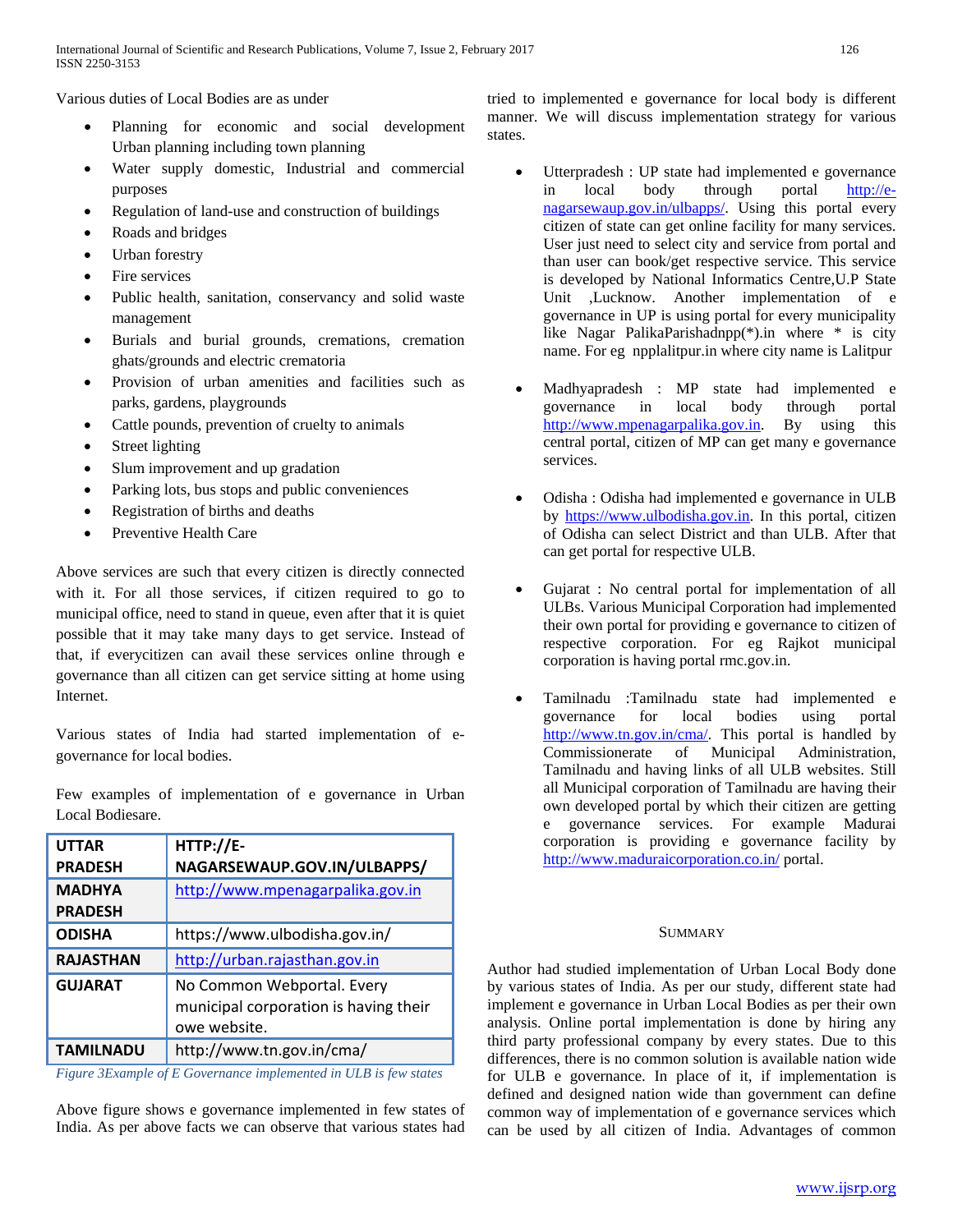Various duties of Local Bodies are as under

- Planning for economic and social development Urban planning including town planning
- Water supply domestic, Industrial and commercial purposes
- Regulation of land-use and construction of buildings
- Roads and bridges
- Urban forestry
- Fire services
- Public health, sanitation, conservancy and solid waste management
- Burials and burial grounds, cremations, cremation ghats/grounds and electric crematoria
- Provision of urban amenities and facilities such as parks, gardens, playgrounds
- Cattle pounds, prevention of cruelty to animals
- Street lighting
- Slum improvement and up gradation
- Parking lots, bus stops and public conveniences
- Registration of births and deaths
- Preventive Health Care

Above services are such that every citizen is directly connected with it. For all those services, if citizen required to go to municipal office, need to stand in queue, even after that it is quiet possible that it may take many days to get service. Instead of that, if everycitizen can avail these services online through e governance than all citizen can get service sitting at home using Internet.

Various states of India had started implementation of e-governance for local bodies.

Few examples of implementation of e governance in Urban Local Bodiesare.

| UTTAR PRADESH | HTTP://E-NAGARSEWAUP.GOV.IN/ULBAPPS/ |
|---|---|
| MADHYA PRADESH | http://www.mpenagarpalika.gov.in |
| ODISHA | https://www.ulbodisha.gov.in/ |
| RAJASTHAN | http://urban.rajasthan.gov.in |
| GUJARAT | No Common Webportal. Every municipal corporation is having their owe website. |
| TAMILNADU | http://www.tn.gov.in/cma/ |

*Figure 3Example of E Governance implemented in ULB is few states*

Above figure shows e governance implemented in few states of India. As per above facts we can observe that various states had tried to implemented e governance for local body is different manner. We will discuss implementation strategy for various states.

- Utterpradesh : UP state had implemented e governance in local body through portal http://e-nagarsewaup.gov.in/ulbapps/. Using this portal every citizen of state can get online facility for many services. User just need to select city and service from portal and than user can book/get respective service. This service is developed by National Informatics Centre,U.P State Unit ,Lucknow. Another implementation of e governance in UP is using portal for every municipality like Nagar PalikaParishadnpp(*).in where * is city name. For eg npplalitpur.in where city name is Lalitpur

- Madhyapradesh : MP state had implemented e governance in local body through portal http://www.mpenagarpalika.gov.in. By using this central portal, citizen of MP can get many e governance services.

- Odisha : Odisha had implemented e governance in ULB by https://www.ulbodisha.gov.in. In this portal, citizen of Odisha can select District and than ULB. After that can get portal for respective ULB.

- Gujarat : No central portal for implementation of all ULBs. Various Municipal Corporation had implemented their own portal for providing e governance to citizen of respective corporation. For eg Rajkot municipal corporation is having portal rmc.gov.in.

- Tamilnadu :Tamilnadu state had implemented e governance for local bodies using portal http://www.tn.gov.in/cma/. This portal is handled by Commissionerate of Municipal Administration, Tamilnadu and having links of all ULB websites. Still all Municipal corporation of Tamilnadu are having their own developed portal by which their citizen are getting e governance services. For example Madurai corporation is providing e governance facility by http://www.maduraicorporation.co.in/ portal.

## Summary

Author had studied implementation of Urban Local Body done by various states of India. As per our study, different state had implement e governance in Urban Local Bodies as per their own analysis. Online portal implementation is done by hiring any third party professional company by every states. Due to this differences, there is no common solution is available nation wide for ULB e governance. In place of it, if implementation is defined and designed nation wide than government can define common way of implementation of e governance services which can be used by all citizen of India. Advantages of common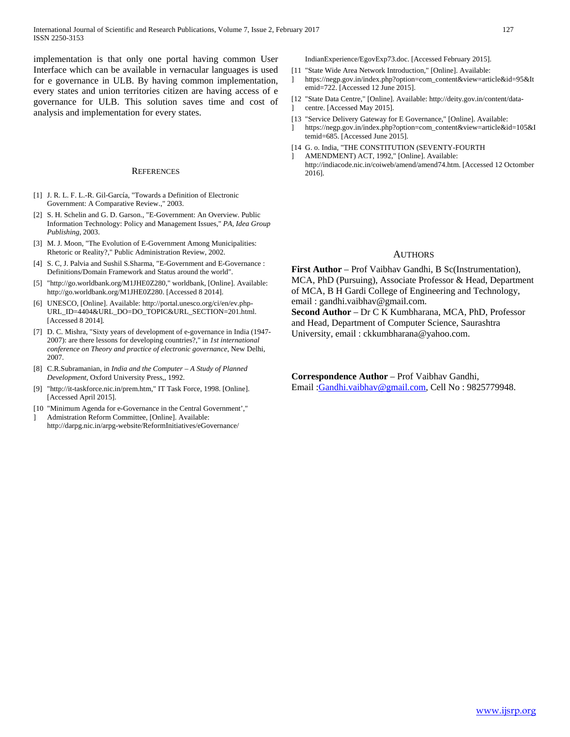implementation is that only one portal having common User Interface which can be available in vernacular languages is used for e governance in ULB. By having common implementation, every states and union territories citizen are having access of e governance for ULB. This solution saves time and cost of analysis and implementation for every states.

## REFERENCES

[1] J. R. L. F. L.-R. Gil-García, "Towards a Definition of Electronic Government: A Comparative Review.," 2003.

[2] S. H. Schelin and G. D. Garson., "E-Government: An Overview. Public Information Technology: Policy and Management Issues," *PA, Idea Group Publishing,* 2003.

[3] M. J. Moon, "The Evolution of E-Government Among Municipalities: Rhetoric or Reality?," Public Administration Review, 2002.

[4] S. C, J. Palvia and Sushil S.Sharma, "E-Government and E-Governance : Definitions/Domain Framework and Status around the world".

[5] "http://go.worldbank.org/M1JHE0Z280," worldbank, [Online]. Available: http://go.worldbank.org/M1JHE0Z280. [Accessed 8 2014].

[6] UNESCO, [Online]. Available: http://portal.unesco.org/ci/en/ev.php-URL_ID=4404&URL_DO=DO_TOPIC&URL_SECTION=201.html. [Accessed 8 2014].

[7] D. C. Mishra, "Sixty years of development of e-governance in India (1947-2007): are there lessons for developing countries?," in *1st international conference on Theory and practice of electronic governance*, New Delhi, 2007.

[8] C.R.Subramanian, in *India and the Computer – A Study of Planned Development*, Oxford University Press,, 1992.

[9] "http://it-taskforce.nic.in/prem.htm," IT Task Force, 1998. [Online]. [Accessed April 2015].

[10] "Minimum Agenda for e-Governance in the Central Government'," Admistration Reform Committee, [Online]. Available: http://darpg.nic.in/arpg-website/ReformInitiatives/eGovernance/IndianExperience/EgovExp73.doc. [Accessed February 2015].

[11] "State Wide Area Network Introduction," [Online]. Available: https://negp.gov.in/index.php?option=com_content&view=article&id=95&Itemid=722. [Accessed 12 June 2015].

[12] "State Data Centre," [Online]. Available: http://deity.gov.in/content/data-centre. [Accessed May 2015].

[13] "Service Delivery Gateway for E Governance," [Online]. Available: https://negp.gov.in/index.php?option=com_content&view=article&id=105&Itemid=685. [Accessed June 2015].

[14] G. o. India, "THE CONSTITUTION (SEVENTY-FOURTH AMENDMENT) ACT, 1992," [Online]. Available: http://indiacode.nic.in/coiweb/amend/amend74.htm. [Accessed 12 Octomber 2016].

## AUTHORS

**First Author** – Prof Vaibhav Gandhi, B Sc(Instrumentation), MCA, PhD (Pursuing), Associate Professor & Head, Department of MCA, B H Gardi College of Engineering and Technology, email : gandhi.vaibhav@gmail.com.

**Second Author** – Dr C K Kumbharana, MCA, PhD, Professor and Head, Department of Computer Science, Saurashtra University, email : ckkumbharana@yahoo.com.

**Correspondence Author** – Prof Vaibhav Gandhi, Email :Gandhi.vaibhav@gmail.com, Cell No : 9825779948.